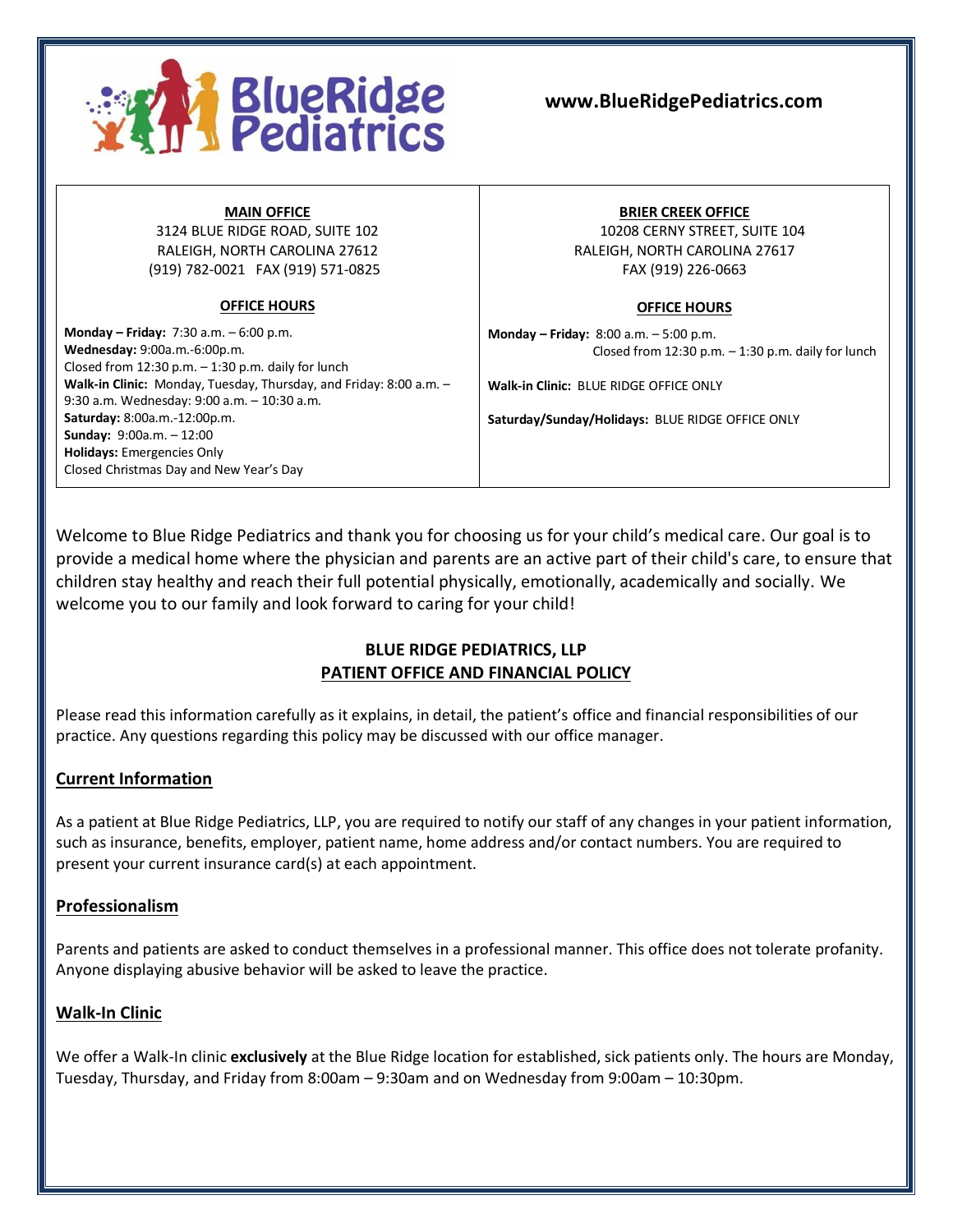# BlueRidge Pediatrics

**www.BlueRidgePediatrics.com**

| **MAIN OFFICE** | **BRIER CREEK OFFICE** |
| --- | --- |
| 3124 BLUE RIDGE ROAD, SUITE 102<br>RALEIGH, NORTH CAROLINA 27612<br>(919) 782-0021 FAX (919) 571-0825 | 10208 CERNY STREET, SUITE 104<br>RALEIGH, NORTH CAROLINA 27617<br>FAX (919) 226-0663 |
| **OFFICE HOURS** | **OFFICE HOURS** |
| **Monday – Friday:** 7:30 a.m. – 6:00 p.m.<br>**Wednesday:** 9:00a.m.-6:00p.m.<br>Closed from 12:30 p.m. – 1:30 p.m. daily for lunch<br>**Walk-in Clinic:** Monday, Tuesday, Thursday, and Friday: 8:00 a.m. – 9:30 a.m. Wednesday: 9:00 a.m. – 10:30 a.m.<br>**Saturday:** 8:00a.m.-12:00p.m.<br>**Sunday:** 9:00a.m. – 12:00<br>**Holidays:** Emergencies Only<br>Closed Christmas Day and New Year's Day | **Monday – Friday:** 8:00 a.m. – 5:00 p.m.<br>Closed from 12:30 p.m. – 1:30 p.m. daily for lunch<br>**Walk-in Clinic:** BLUE RIDGE OFFICE ONLY<br>**Saturday/Sunday/Holidays:** BLUE RIDGE OFFICE ONLY |

Welcome to Blue Ridge Pediatrics and thank you for choosing us for your child's medical care. Our goal is to provide a medical home where the physician and parents are an active part of their child's care, to ensure that children stay healthy and reach their full potential physically, emotionally, academically and socially. We welcome you to our family and look forward to caring for your child!

## BLUE RIDGE PEDIATRICS, LLP
## PATIENT OFFICE AND FINANCIAL POLICY

Please read this information carefully as it explains, in detail, the patient's office and financial responsibilities of our practice. Any questions regarding this policy may be discussed with our office manager.

### Current Information

As a patient at Blue Ridge Pediatrics, LLP, you are required to notify our staff of any changes in your patient information, such as insurance, benefits, employer, patient name, home address and/or contact numbers. You are required to present your current insurance card(s) at each appointment.

### Professionalism

Parents and patients are asked to conduct themselves in a professional manner. This office does not tolerate profanity. Anyone displaying abusive behavior will be asked to leave the practice.

### Walk-In Clinic

We offer a Walk-In clinic **exclusively** at the Blue Ridge location for established, sick patients only. The hours are Monday, Tuesday, Thursday, and Friday from 8:00am – 9:30am and on Wednesday from 9:00am – 10:30pm.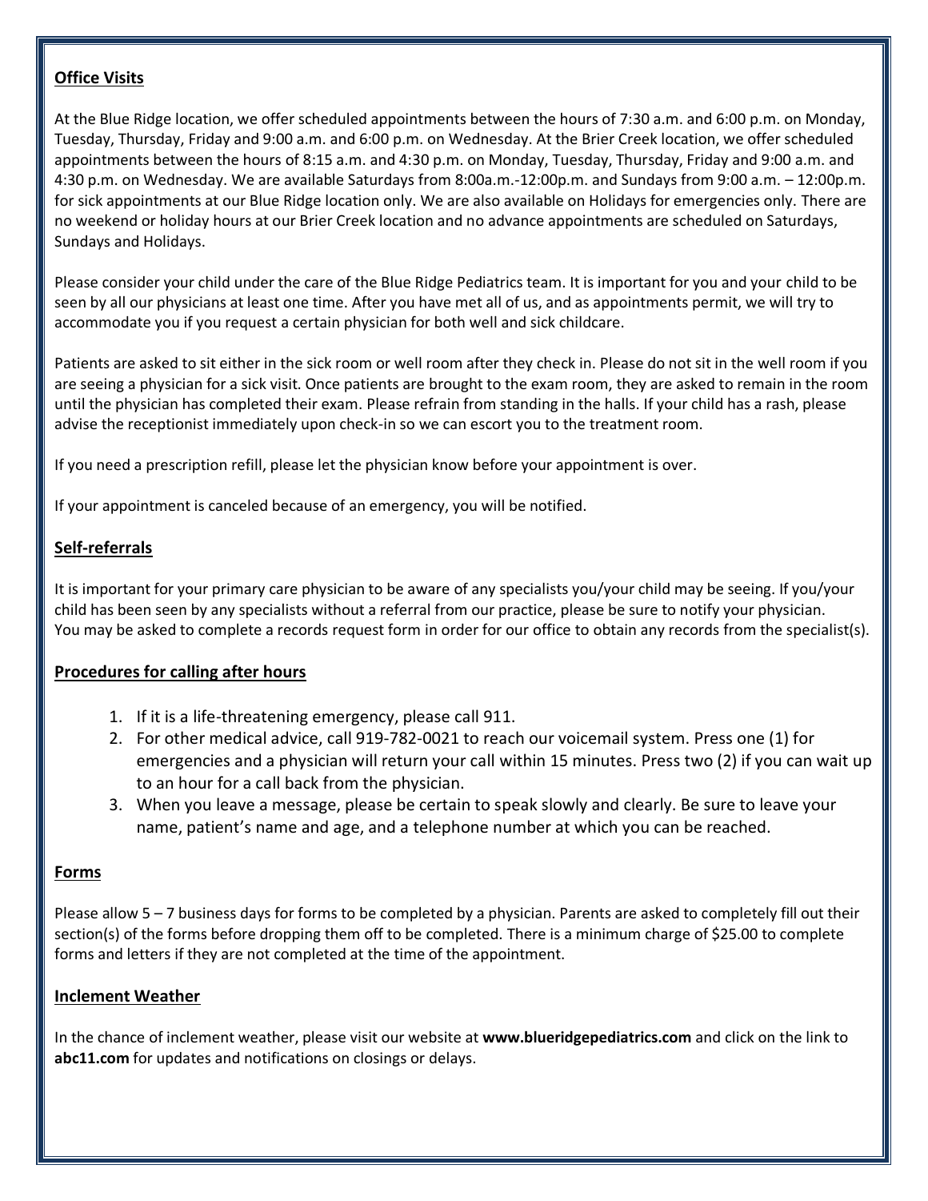## Office Visits

At the Blue Ridge location, we offer scheduled appointments between the hours of 7:30 a.m. and 6:00 p.m. on Monday, Tuesday, Thursday, Friday and 9:00 a.m. and 6:00 p.m. on Wednesday. At the Brier Creek location, we offer scheduled appointments between the hours of 8:15 a.m. and 4:30 p.m. on Monday, Tuesday, Thursday, Friday and 9:00 a.m. and 4:30 p.m. on Wednesday. We are available Saturdays from 8:00a.m.-12:00p.m. and Sundays from 9:00 a.m. – 12:00p.m. for sick appointments at our Blue Ridge location only. We are also available on Holidays for emergencies only. There are no weekend or holiday hours at our Brier Creek location and no advance appointments are scheduled on Saturdays, Sundays and Holidays.

Please consider your child under the care of the Blue Ridge Pediatrics team. It is important for you and your child to be seen by all our physicians at least one time. After you have met all of us, and as appointments permit, we will try to accommodate you if you request a certain physician for both well and sick childcare.

Patients are asked to sit either in the sick room or well room after they check in. Please do not sit in the well room if you are seeing a physician for a sick visit. Once patients are brought to the exam room, they are asked to remain in the room until the physician has completed their exam. Please refrain from standing in the halls. If your child has a rash, please advise the receptionist immediately upon check-in so we can escort you to the treatment room.

If you need a prescription refill, please let the physician know before your appointment is over.

If your appointment is canceled because of an emergency, you will be notified.

## Self-referrals

It is important for your primary care physician to be aware of any specialists you/your child may be seeing. If you/your child has been seen by any specialists without a referral from our practice, please be sure to notify your physician. You may be asked to complete a records request form in order for our office to obtain any records from the specialist(s).

## Procedures for calling after hours

1. If it is a life-threatening emergency, please call 911.
2. For other medical advice, call 919-782-0021 to reach our voicemail system. Press one (1) for emergencies and a physician will return your call within 15 minutes. Press two (2) if you can wait up to an hour for a call back from the physician.
3. When you leave a message, please be certain to speak slowly and clearly. Be sure to leave your name, patient's name and age, and a telephone number at which you can be reached.

## Forms

Please allow 5 – 7 business days for forms to be completed by a physician. Parents are asked to completely fill out their section(s) of the forms before dropping them off to be completed. There is a minimum charge of $25.00 to complete forms and letters if they are not completed at the time of the appointment.

## Inclement Weather

In the chance of inclement weather, please visit our website at **www.blueridgepediatrics.com** and click on the link to **abc11.com** for updates and notifications on closings or delays.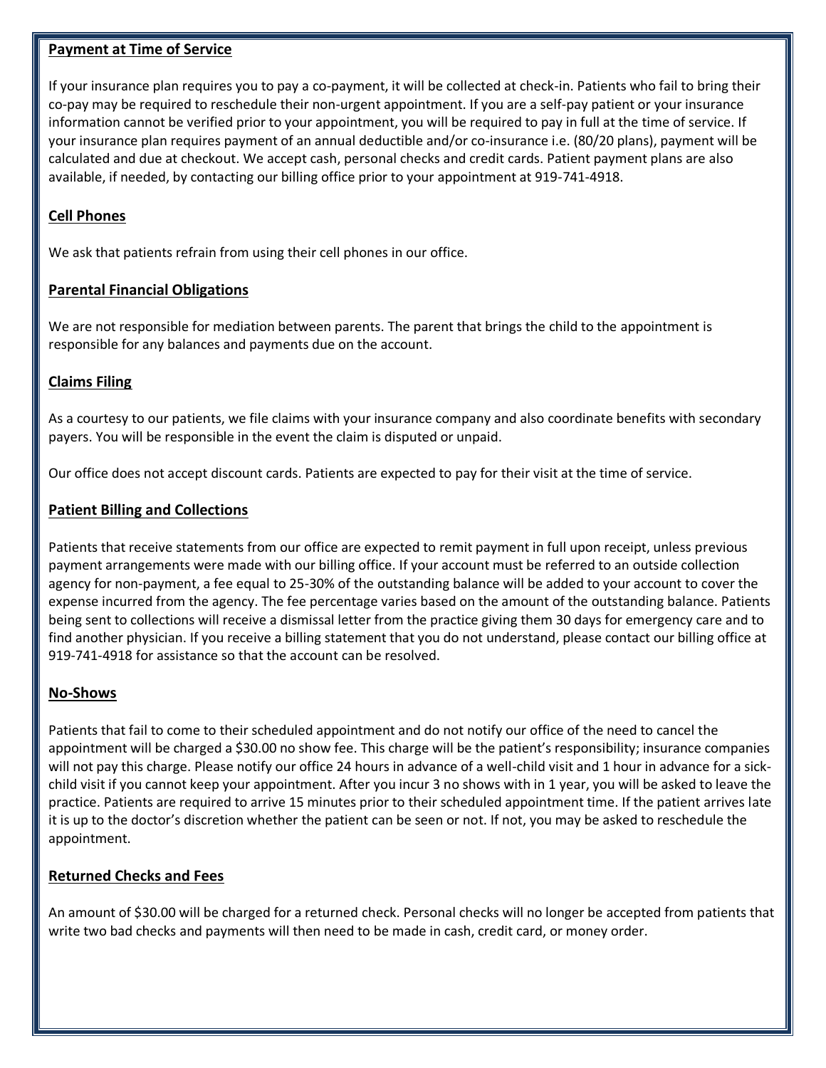## Payment at Time of Service

If your insurance plan requires you to pay a co-payment, it will be collected at check-in. Patients who fail to bring their co-pay may be required to reschedule their non-urgent appointment. If you are a self-pay patient or your insurance information cannot be verified prior to your appointment, you will be required to pay in full at the time of service. If your insurance plan requires payment of an annual deductible and/or co-insurance i.e. (80/20 plans), payment will be calculated and due at checkout. We accept cash, personal checks and credit cards. Patient payment plans are also available, if needed, by contacting our billing office prior to your appointment at 919-741-4918.

## Cell Phones

We ask that patients refrain from using their cell phones in our office.

## Parental Financial Obligations

We are not responsible for mediation between parents. The parent that brings the child to the appointment is responsible for any balances and payments due on the account.

## Claims Filing

As a courtesy to our patients, we file claims with your insurance company and also coordinate benefits with secondary payers. You will be responsible in the event the claim is disputed or unpaid.

Our office does not accept discount cards. Patients are expected to pay for their visit at the time of service.

## Patient Billing and Collections

Patients that receive statements from our office are expected to remit payment in full upon receipt, unless previous payment arrangements were made with our billing office. If your account must be referred to an outside collection agency for non-payment, a fee equal to 25-30% of the outstanding balance will be added to your account to cover the expense incurred from the agency. The fee percentage varies based on the amount of the outstanding balance. Patients being sent to collections will receive a dismissal letter from the practice giving them 30 days for emergency care and to find another physician. If you receive a billing statement that you do not understand, please contact our billing office at 919-741-4918 for assistance so that the account can be resolved.

## No-Shows

Patients that fail to come to their scheduled appointment and do not notify our office of the need to cancel the appointment will be charged a $30.00 no show fee. This charge will be the patient's responsibility; insurance companies will not pay this charge. Please notify our office 24 hours in advance of a well-child visit and 1 hour in advance for a sick-child visit if you cannot keep your appointment. After you incur 3 no shows with in 1 year, you will be asked to leave the practice. Patients are required to arrive 15 minutes prior to their scheduled appointment time. If the patient arrives late it is up to the doctor's discretion whether the patient can be seen or not. If not, you may be asked to reschedule the appointment.

## Returned Checks and Fees

An amount of $30.00 will be charged for a returned check. Personal checks will no longer be accepted from patients that write two bad checks and payments will then need to be made in cash, credit card, or money order.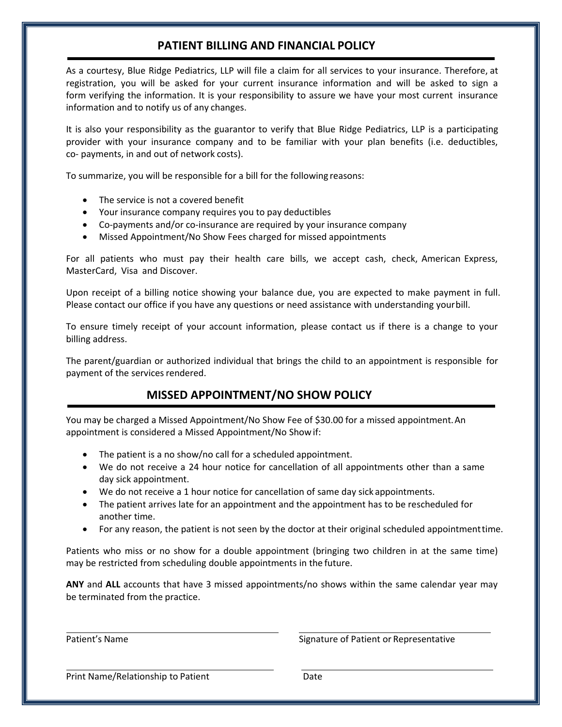## PATIENT BILLING AND FINANCIAL POLICY

As a courtesy, Blue Ridge Pediatrics, LLP will file a claim for all services to your insurance. Therefore, at registration, you will be asked for your current insurance information and will be asked to sign a form verifying the information. It is your responsibility to assure we have your most current insurance information and to notify us of any changes.

It is also your responsibility as the guarantor to verify that Blue Ridge Pediatrics, LLP is a participating provider with your insurance company and to be familiar with your plan benefits (i.e. deductibles, co- payments, in and out of network costs).

To summarize, you will be responsible for a bill for the following reasons:

- The service is not a covered benefit
- Your insurance company requires you to pay deductibles
- Co-payments and/or co-insurance are required by your insurance company
- Missed Appointment/No Show Fees charged for missed appointments

For all patients who must pay their health care bills, we accept cash, check, American Express, MasterCard, Visa and Discover.

Upon receipt of a billing notice showing your balance due, you are expected to make payment in full. Please contact our office if you have any questions or need assistance with understanding your bill.

To ensure timely receipt of your account information, please contact us if there is a change to your billing address.

The parent/guardian or authorized individual that brings the child to an appointment is responsible for payment of the services rendered.

## MISSED APPOINTMENT/NO SHOW POLICY

You may be charged a Missed Appointment/No Show Fee of $30.00 for a missed appointment. An appointment is considered a Missed Appointment/No Show if:

- The patient is a no show/no call for a scheduled appointment.
- We do not receive a 24 hour notice for cancellation of all appointments other than a same day sick appointment.
- We do not receive a 1 hour notice for cancellation of same day sick appointments.
- The patient arrives late for an appointment and the appointment has to be rescheduled for another time.
- For any reason, the patient is not seen by the doctor at their original scheduled appointment time.

Patients who miss or no show for a double appointment (bringing two children in at the same time) may be restricted from scheduling double appointments in the future.

**ANY** and **ALL** accounts that have 3 missed appointments/no shows within the same calendar year may be terminated from the practice.

______________________________ ______________________________
Patient's Name Signature of Patient or Representative

______________________________ ______________________________
Print Name/Relationship to Patient Date